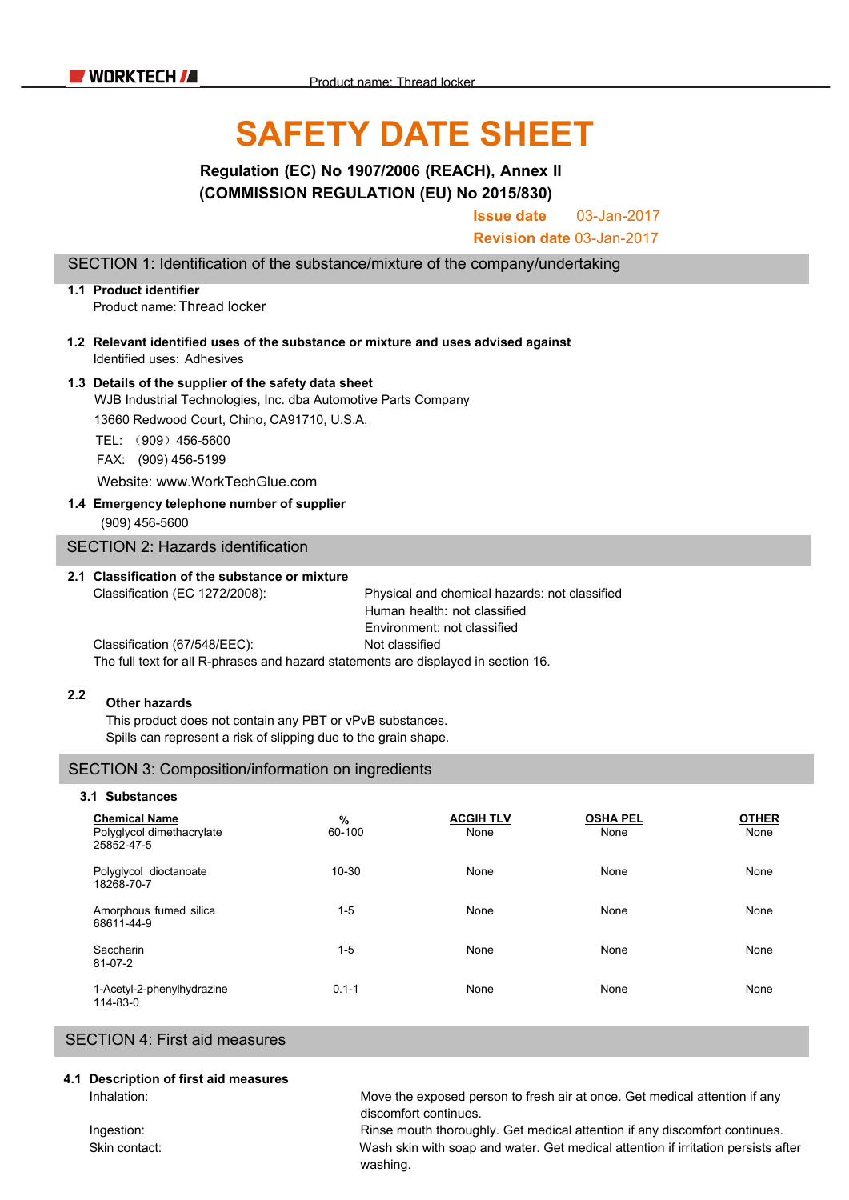# SAFETY DATE SHEET

**Regulation (EC) No 1907/2006 (REACH), Annex II**
**(COMMISSION REGULATION (EU) No 2015/830)**

**Issue date** 03-Jan-2017
**Revision date** 03-Jan-2017

## SECTION 1: Identification of the substance/mixture of the company/undertaking

**1.1 Product identifier**
Product name: Thread locker

**1.2 Relevant identified uses of the substance or mixture and uses advised against**
Identified uses: Adhesives

**1.3 Details of the supplier of the safety data sheet**
WJB Industrial Technologies, Inc. dba Automotive Parts Company
13660 Redwood Court, Chino, CA91710, U.S.A.
TEL: （909）456-5600
FAX: (909) 456-5199
Website: www.WorkTechGlue.com

**1.4 Emergency telephone number of supplier**
(909) 456-5600

## SECTION 2: Hazards identification

**2.1 Classification of the substance or mixture**

Classification (EC 1272/2008): Physical and chemical hazards: not classified
Human health: not classified
Environment: not classified

Classification (67/548/EEC): Not classified

The full text for all R-phrases and hazard statements are displayed in section 16.

**2.2 Other hazards**
This product does not contain any PBT or vPvB substances.
Spills can represent a risk of slipping due to the grain shape.

## SECTION 3: Composition/information on ingredients

**3.1 Substances**

| Chemical Name | % | ACGIH TLV | OSHA PEL | OTHER |
|---|---|---|---|---|
| Polyglycol dimethacrylate 25852-47-5 | 60-100 | None | None | None |
| Polyglycol dioctanoate 18268-70-7 | 10-30 | None | None | None |
| Amorphous fumed silica 68611-44-9 | 1-5 | None | None | None |
| Saccharin 81-07-2 | 1-5 | None | None | None |
| 1-Acetyl-2-phenylhydrazine 114-83-0 | 0.1-1 | None | None | None |

## SECTION 4: First aid measures

**4.1 Description of first aid measures**

Inhalation: Move the exposed person to fresh air at once. Get medical attention if any discomfort continues.

Ingestion: Rinse mouth thoroughly. Get medical attention if any discomfort continues.

Skin contact: Wash skin with soap and water. Get medical attention if irritation persists after washing.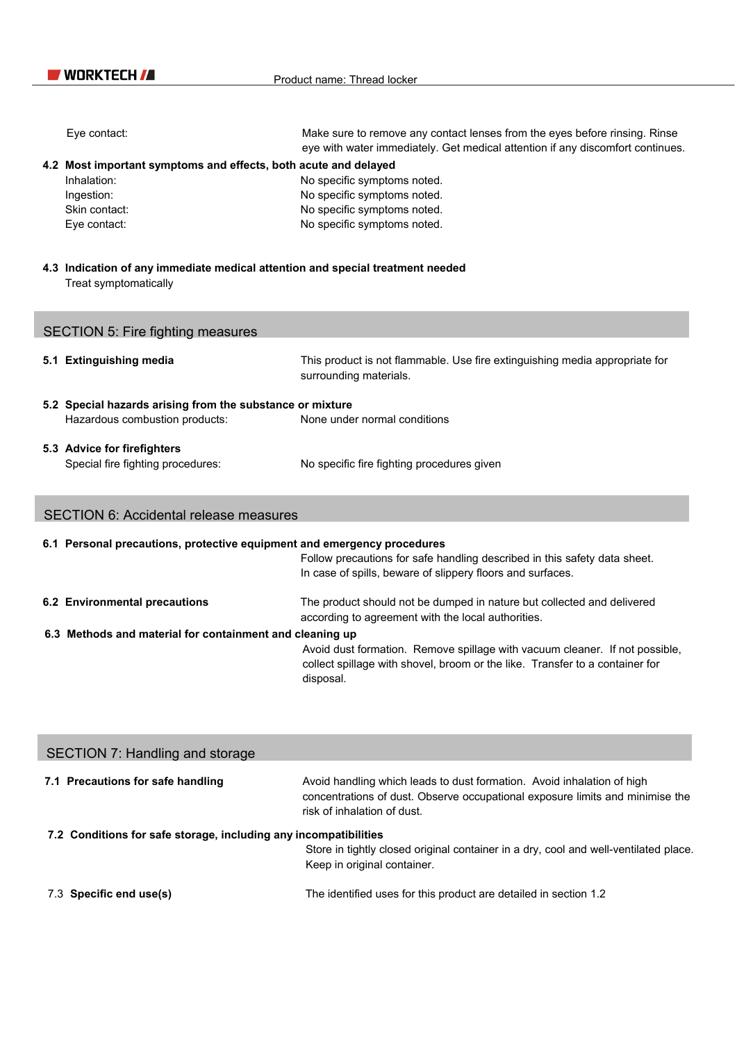Eye contact: Make sure to remove any contact lenses from the eyes before rinsing. Rinse eye with water immediately. Get medical attention if any discomfort continues.

**4.2 Most important symptoms and effects, both acute and delayed**

| | |
|---|---|
| Inhalation: | No specific symptoms noted. |
| Ingestion: | No specific symptoms noted. |
| Skin contact: | No specific symptoms noted. |
| Eye contact: | No specific symptoms noted. |

**4.3 Indication of any immediate medical attention and special treatment needed**

Treat symptomatically

## SECTION 5: Fire fighting measures

**5.1 Extinguishing media**

This product is not flammable. Use fire extinguishing media appropriate for surrounding materials.

**5.2 Special hazards arising from the substance or mixture**

Hazardous combustion products: None under normal conditions

**5.3 Advice for firefighters**

Special fire fighting procedures: No specific fire fighting procedures given

## SECTION 6: Accidental release measures

**6.1 Personal precautions, protective equipment and emergency procedures**

Follow precautions for safe handling described in this safety data sheet. In case of spills, beware of slippery floors and surfaces.

**6.2 Environmental precautions**

The product should not be dumped in nature but collected and delivered according to agreement with the local authorities.

**6.3 Methods and material for containment and cleaning up**

Avoid dust formation. Remove spillage with vacuum cleaner. If not possible, collect spillage with shovel, broom or the like. Transfer to a container for disposal.

## SECTION 7: Handling and storage

**7.1 Precautions for safe handling**

Avoid handling which leads to dust formation. Avoid inhalation of high concentrations of dust. Observe occupational exposure limits and minimise the risk of inhalation of dust.

**7.2 Conditions for safe storage, including any incompatibilities**

Store in tightly closed original container in a dry, cool and well-ventilated place. Keep in original container.

7.3 **Specific end use(s)**

The identified uses for this product are detailed in section 1.2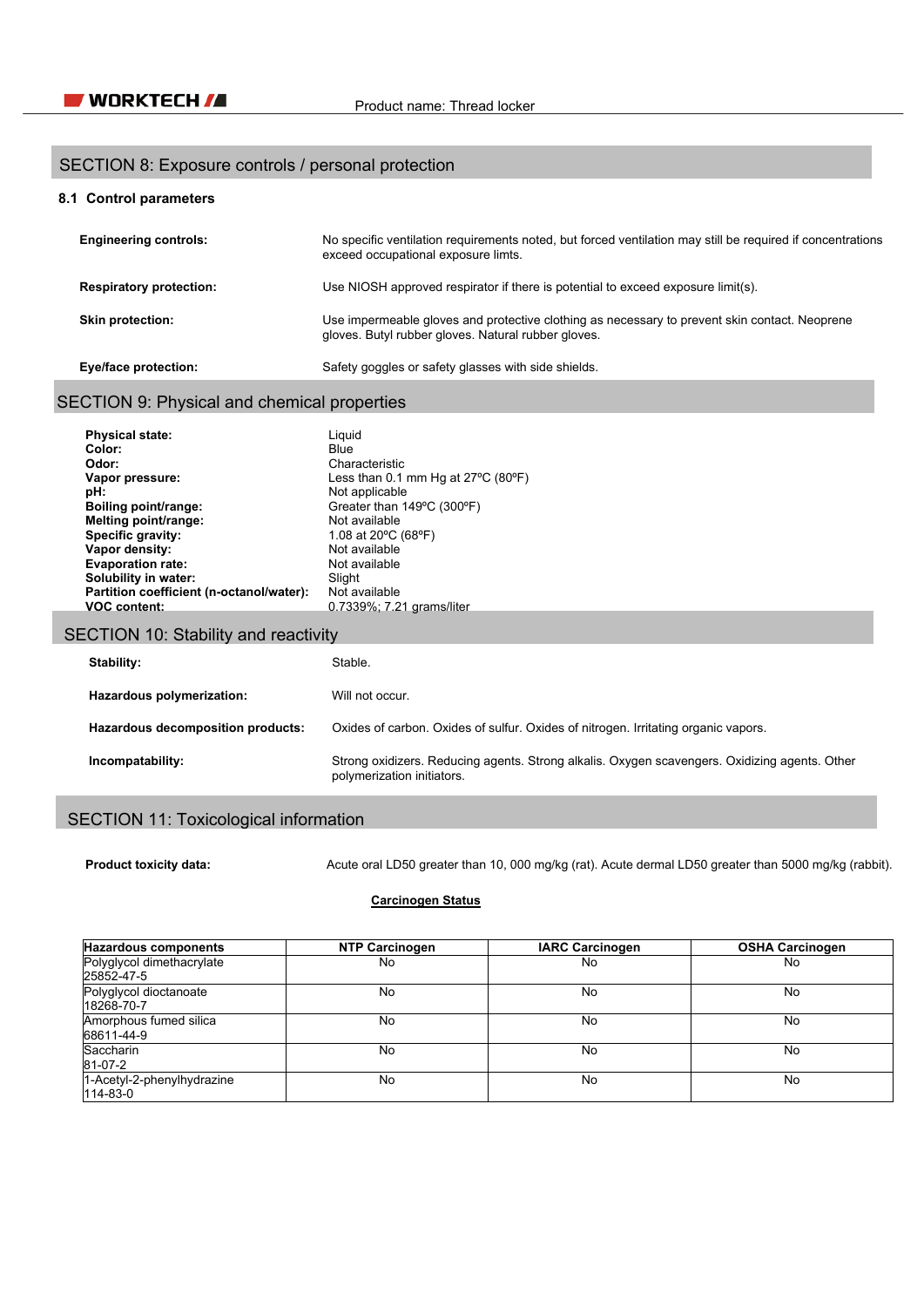## SECTION 8: Exposure controls / personal protection

### 8.1 Control parameters

**Engineering controls:** No specific ventilation requirements noted, but forced ventilation may still be required if concentrations exceed occupational exposure limts.

**Respiratory protection:** Use NIOSH approved respirator if there is potential to exceed exposure limit(s).

**Skin protection:** Use impermeable gloves and protective clothing as necessary to prevent skin contact. Neoprene gloves. Butyl rubber gloves. Natural rubber gloves.

**Eye/face protection:** Safety goggles or safety glasses with side shields.

## SECTION 9: Physical and chemical properties

**Physical state:** Liquid
**Color:** Blue
**Odor:** Characteristic
**Vapor pressure:** Less than 0.1 mm Hg at 27ºC (80ºF)
**pH:** Not applicable
**Boiling point/range:** Greater than 149ºC (300ºF)
**Melting point/range:** Not available
**Specific gravity:** 1.08 at 20ºC (68ºF)
**Vapor density:** Not available
**Evaporation rate:** Not available
**Solubility in water:** Slight
**Partition coefficient (n-octanol/water):** Not available
**VOC content:** 0.7339%; 7.21 grams/liter

## SECTION 10: Stability and reactivity

**Stability:** Stable.

**Hazardous polymerization:** Will not occur.

**Hazardous decomposition products:** Oxides of carbon. Oxides of sulfur. Oxides of nitrogen. Irritating organic vapors.

**Incompatability:** Strong oxidizers. Reducing agents. Strong alkalis. Oxygen scavengers. Oxidizing agents. Other polymerization initiators.

## SECTION 11: Toxicological information

**Product toxicity data:** Acute oral LD50 greater than 10, 000 mg/kg (rat). Acute dermal LD50 greater than 5000 mg/kg (rabbit).

**Carcinogen Status**

| Hazardous components | NTP Carcinogen | IARC Carcinogen | OSHA Carcinogen |
|---|---|---|---|
| Polyglycol dimethacrylate 25852-47-5 | No | No | No |
| Polyglycol dioctanoate 18268-70-7 | No | No | No |
| Amorphous fumed silica 68611-44-9 | No | No | No |
| Saccharin 81-07-2 | No | No | No |
| 1-Acetyl-2-phenylhydrazine 114-83-0 | No | No | No |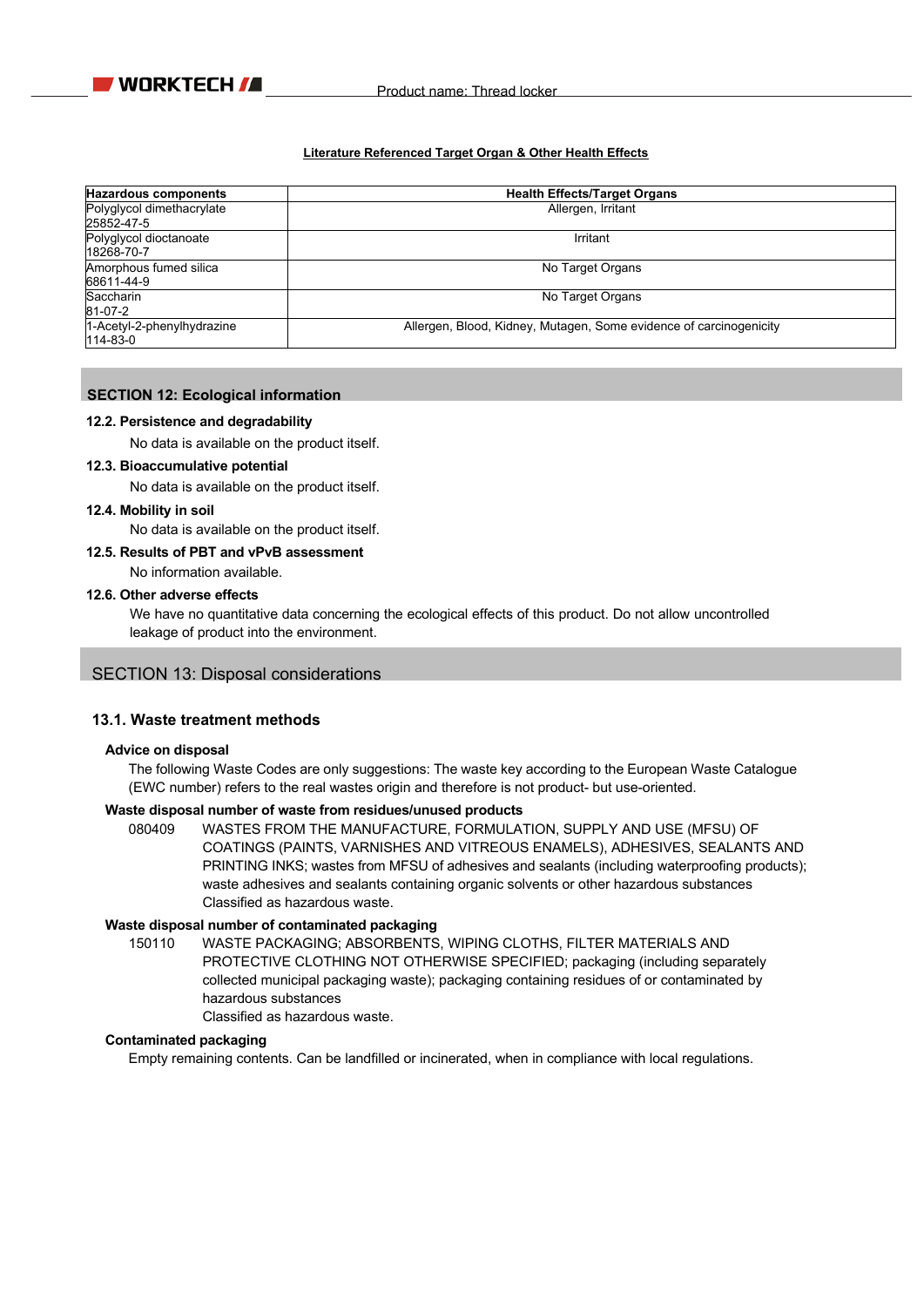**Literature Referenced Target Organ & Other Health Effects**

| Hazardous components | Health Effects/Target Organs |
|---|---|
| Polyglycol dimethacrylate 25852-47-5 | Allergen, Irritant |
| Polyglycol dioctanoate 18268-70-7 | Irritant |
| Amorphous fumed silica 68611-44-9 | No Target Organs |
| Saccharin 81-07-2 | No Target Organs |
| 1-Acetyl-2-phenylhydrazine 114-83-0 | Allergen, Blood, Kidney, Mutagen, Some evidence of carcinogenicity |

## SECTION 12: Ecological information

### 12.2. Persistence and degradability

No data is available on the product itself.

### 12.3. Bioaccumulative potential

No data is available on the product itself.

### 12.4. Mobility in soil

No data is available on the product itself.

### 12.5. Results of PBT and vPvB assessment

No information available.

### 12.6. Other adverse effects

We have no quantitative data concerning the ecological effects of this product. Do not allow uncontrolled leakage of product into the environment.

## SECTION 13: Disposal considerations

### 13.1. Waste treatment methods

**Advice on disposal**

The following Waste Codes are only suggestions: The waste key according to the European Waste Catalogue (EWC number) refers to the real wastes origin and therefore is not product- but use-oriented.

**Waste disposal number of waste from residues/unused products**

080409 WASTES FROM THE MANUFACTURE, FORMULATION, SUPPLY AND USE (MFSU) OF COATINGS (PAINTS, VARNISHES AND VITREOUS ENAMELS), ADHESIVES, SEALANTS AND PRINTING INKS; wastes from MFSU of adhesives and sealants (including waterproofing products); waste adhesives and sealants containing organic solvents or other hazardous substances
Classified as hazardous waste.

**Waste disposal number of contaminated packaging**

150110 WASTE PACKAGING; ABSORBENTS, WIPING CLOTHS, FILTER MATERIALS AND PROTECTIVE CLOTHING NOT OTHERWISE SPECIFIED; packaging (including separately collected municipal packaging waste); packaging containing residues of or contaminated by hazardous substances
Classified as hazardous waste.

**Contaminated packaging**

Empty remaining contents. Can be landfilled or incinerated, when in compliance with local regulations.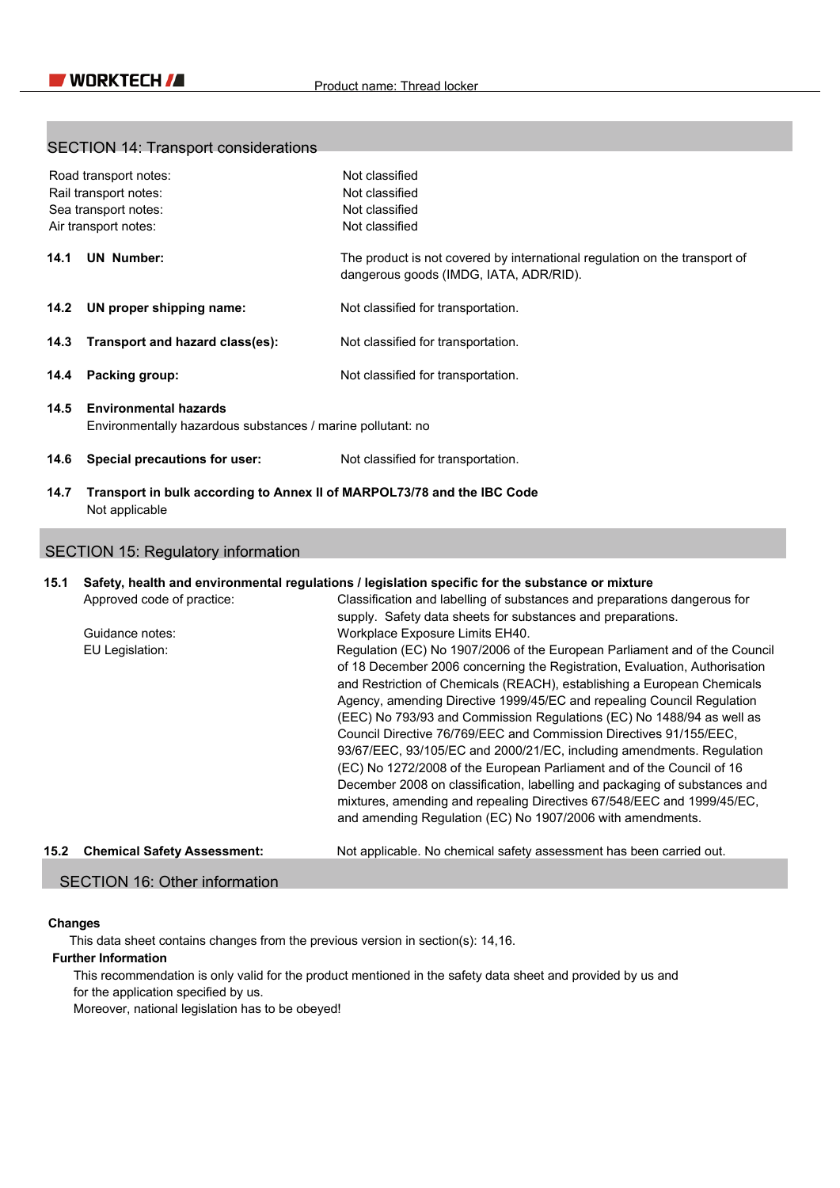## SECTION 14: Transport considerations

| | |
|---|---|
| Road transport notes: | Not classified |
| Rail transport notes: | Not classified |
| Sea transport notes: | Not classified |
| Air transport notes: | Not classified |

**14.1 UN Number:** The product is not covered by international regulation on the transport of dangerous goods (IMDG, IATA, ADR/RID).

**14.2 UN proper shipping name:** Not classified for transportation.

**14.3 Transport and hazard class(es):** Not classified for transportation.

**14.4 Packing group:** Not classified for transportation.

**14.5 Environmental hazards**

Environmentally hazardous substances / marine pollutant: no

**14.6 Special precautions for user:** Not classified for transportation.

**14.7 Transport in bulk according to Annex II of MARPOL73/78 and the IBC Code**

Not applicable

## SECTION 15: Regulatory information

**15.1 Safety, health and environmental regulations / legislation specific for the substance or mixture**

Approved code of practice: Classification and labelling of substances and preparations dangerous for supply. Safety data sheets for substances and preparations.

Guidance notes: Workplace Exposure Limits EH40.

EU Legislation: Regulation (EC) No 1907/2006 of the European Parliament and of the Council of 18 December 2006 concerning the Registration, Evaluation, Authorisation and Restriction of Chemicals (REACH), establishing a European Chemicals Agency, amending Directive 1999/45/EC and repealing Council Regulation (EEC) No 793/93 and Commission Regulations (EC) No 1488/94 as well as Council Directive 76/769/EEC and Commission Directives 91/155/EEC, 93/67/EEC, 93/105/EC and 2000/21/EC, including amendments. Regulation (EC) No 1272/2008 of the European Parliament and of the Council of 16 December 2008 on classification, labelling and packaging of substances and mixtures, amending and repealing Directives 67/548/EEC and 1999/45/EC, and amending Regulation (EC) No 1907/2006 with amendments.

**15.2 Chemical Safety Assessment:** Not applicable. No chemical safety assessment has been carried out.

## SECTION 16: Other information

**Changes**

This data sheet contains changes from the previous version in section(s): 14,16.

**Further Information**

This recommendation is only valid for the product mentioned in the safety data sheet and provided by us and for the application specified by us.

Moreover, national legislation has to be obeyed!